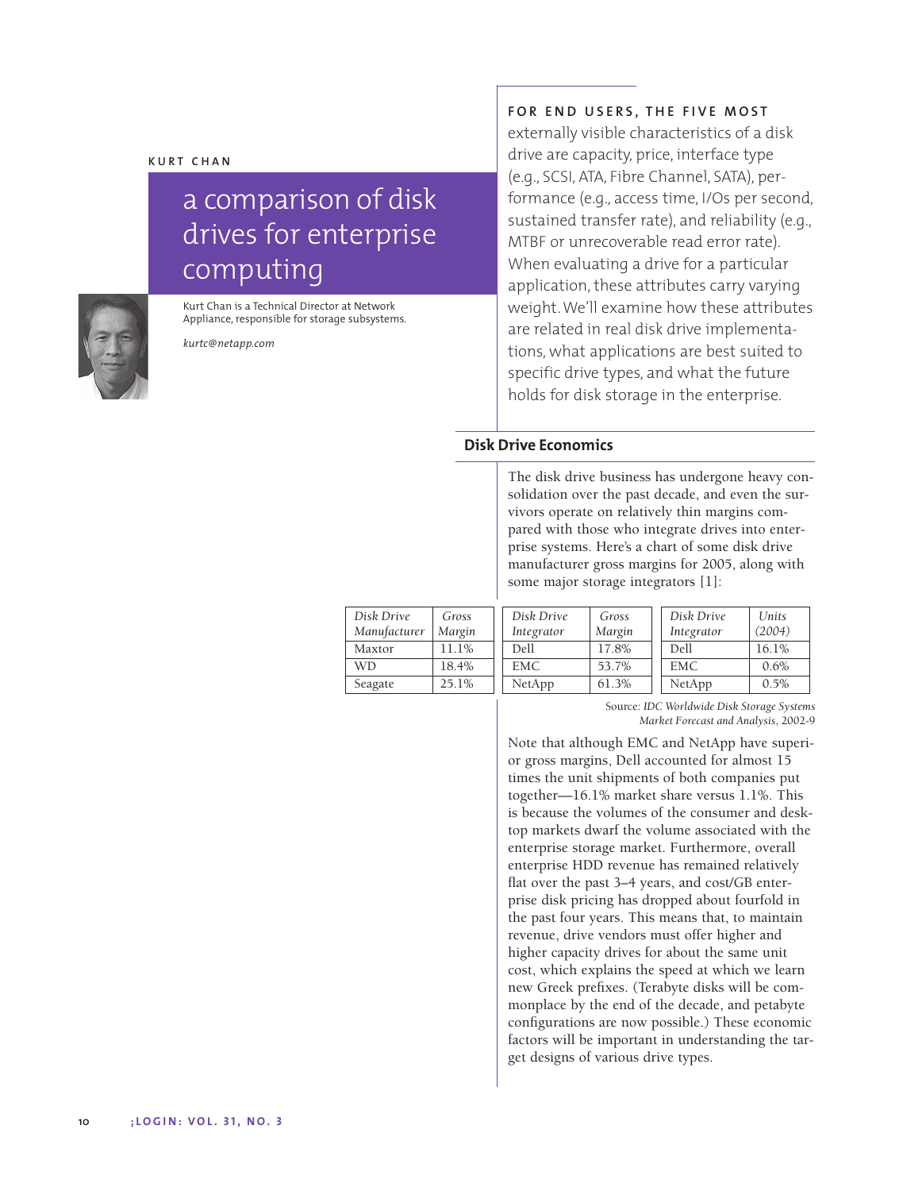KURT CHAN

# a comparison of disk drives for enterprise computing

Kurt Chan is a Technical Director at Network Appliance, responsible for storage subsystems.

*kurtc@netapp.com*

**FOR END USERS, THE FIVE MOST** externally visible characteristics of a disk drive are capacity, price, interface type (e.g., SCSI, ATA, Fibre Channel, SATA), performance (e.g., access time, I/Os per second, sustained transfer rate), and reliability (e.g., MTBF or unrecoverable read error rate). When evaluating a drive for a particular application, these attributes carry varying weight. We'll examine how these attributes are related in real disk drive implementations, what applications are best suited to specific drive types, and what the future holds for disk storage in the enterprise.

## Disk Drive Economics

The disk drive business has undergone heavy consolidation over the past decade, and even the survivors operate on relatively thin margins compared with those who integrate drives into enterprise systems. Here's a chart of some disk drive manufacturer gross margins for 2005, along with some major storage integrators [1]:

| *Disk Drive Manufacturer* | *Gross Margin* |
|---|---|
| Maxtor | 11.1% |
| WD | 18.4% |
| Seagate | 25.1% |

| *Disk Drive Integrator* | *Gross Margin* |
|---|---|
| Dell | 17.8% |
| EMC | 53.7% |
| NetApp | 61.3% |

| *Disk Drive Integrator* | *Units (2004)* |
|---|---|
| Dell | 16.1% |
| EMC | 0.6% |
| NetApp | 0.5% |

Source: *IDC Worldwide Disk Storage Systems Market Forecast and Analysis*, 2002-9

Note that although EMC and NetApp have superior gross margins, Dell accounted for almost 15 times the unit shipments of both companies put together—16.1% market share versus 1.1%. This is because the volumes of the consumer and desktop markets dwarf the volume associated with the enterprise storage market. Furthermore, overall enterprise HDD revenue has remained relatively flat over the past 3–4 years, and cost/GB enterprise disk pricing has dropped about fourfold in the past four years. This means that, to maintain revenue, drive vendors must offer higher and higher capacity drives for about the same unit cost, which explains the speed at which we learn new Greek prefixes. (Terabyte disks will be commonplace by the end of the decade, and petabyte configurations are now possible.) These economic factors will be important in understanding the target designs of various drive types.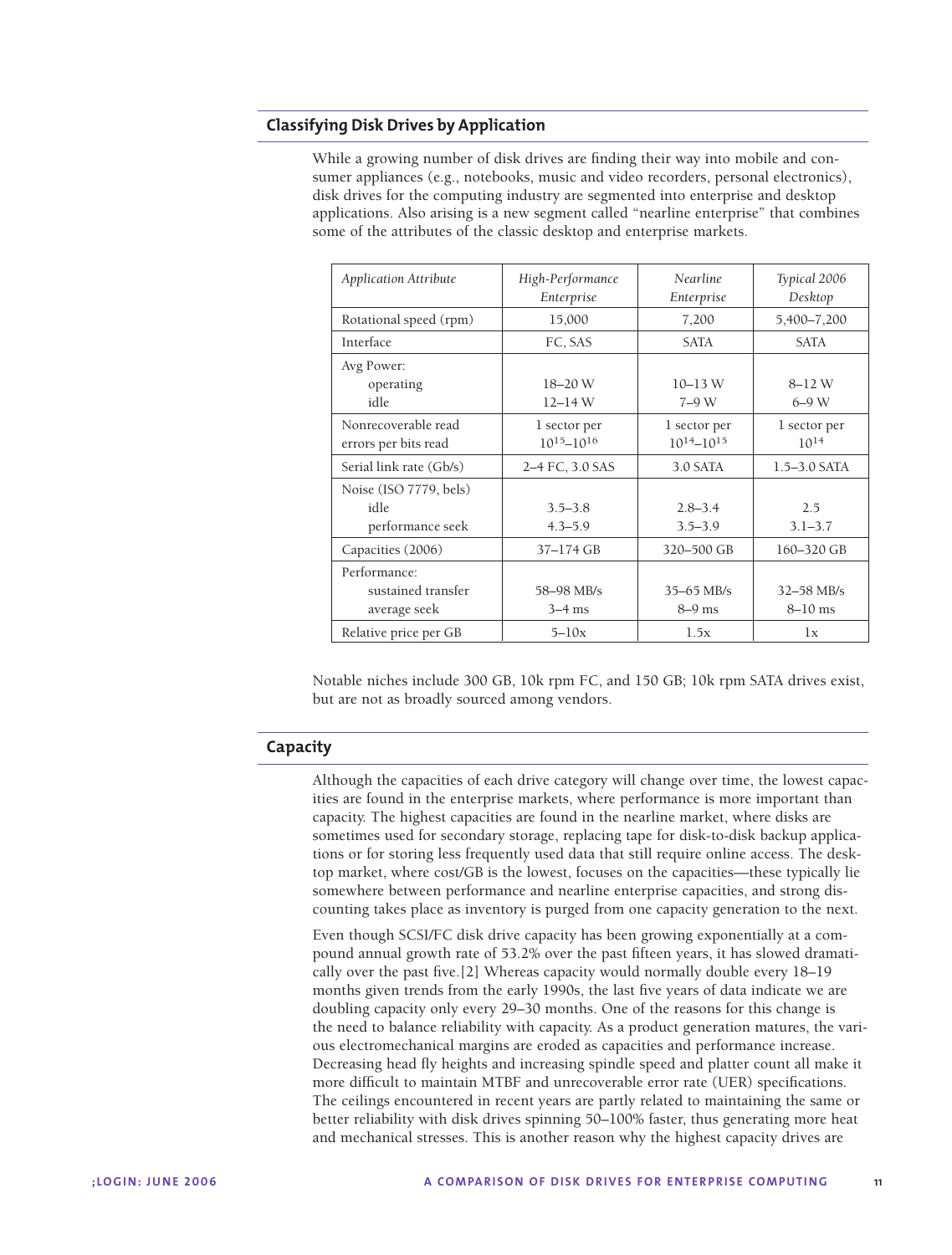## Classifying Disk Drives by Application

While a growing number of disk drives are finding their way into mobile and consumer appliances (e.g., notebooks, music and video recorders, personal electronics), disk drives for the computing industry are segmented into enterprise and desktop applications. Also arising is a new segment called "nearline enterprise" that combines some of the attributes of the classic desktop and enterprise markets.

| *Application Attribute* | *High-Performance Enterprise* | *Nearline Enterprise* | *Typical 2006 Desktop* |
|---|---|---|---|
| Rotational speed (rpm) | 15,000 | 7,200 | 5,400–7,200 |
| Interface | FC, SAS | SATA | SATA |
| Avg Power: | | | |
| operating | 18–20 W | 10–13 W | 8–12 W |
| idle | 12–14 W | 7–9 W | 6–9 W |
| Nonrecoverable read errors per bits read | 1 sector per $10^{15}$–$10^{16}$ | 1 sector per $10^{14}$–$10^{15}$ | 1 sector per $10^{14}$ |
| Serial link rate (Gb/s) | 2–4 FC, 3.0 SAS | 3.0 SATA | 1.5–3.0 SATA |
| Noise (ISO 7779, bels) | | | |
| idle | 3.5–3.8 | 2.8–3.4 | 2.5 |
| performance seek | 4.3–5.9 | 3.5–3.9 | 3.1–3.7 |
| Capacities (2006) | 37–174 GB | 320–500 GB | 160–320 GB |
| Performance: | | | |
| sustained transfer | 58–98 MB/s | 35–65 MB/s | 32–58 MB/s |
| average seek | 3–4 ms | 8–9 ms | 8–10 ms |
| Relative price per GB | 5–10x | 1.5x | 1x |

Notable niches include 300 GB, 10k rpm FC, and 150 GB; 10k rpm SATA drives exist, but are not as broadly sourced among vendors.

## Capacity

Although the capacities of each drive category will change over time, the lowest capacities are found in the enterprise markets, where performance is more important than capacity. The highest capacities are found in the nearline market, where disks are sometimes used for secondary storage, replacing tape for disk-to-disk backup applications or for storing less frequently used data that still require online access. The desktop market, where cost/GB is the lowest, focuses on the capacities—these typically lie somewhere between performance and nearline enterprise capacities, and strong discounting takes place as inventory is purged from one capacity generation to the next.

Even though SCSI/FC disk drive capacity has been growing exponentially at a compound annual growth rate of 53.2% over the past fifteen years, it has slowed dramatically over the past five.[2] Whereas capacity would normally double every 18–19 months given trends from the early 1990s, the last five years of data indicate we are doubling capacity only every 29–30 months. One of the reasons for this change is the need to balance reliability with capacity. As a product generation matures, the various electromechanical margins are eroded as capacities and performance increase. Decreasing head fly heights and increasing spindle speed and platter count all make it more difficult to maintain MTBF and unrecoverable error rate (UER) specifications. The ceilings encountered in recent years are partly related to maintaining the same or better reliability with disk drives spinning 50–100% faster, thus generating more heat and mechanical stresses. This is another reason why the highest capacity drives are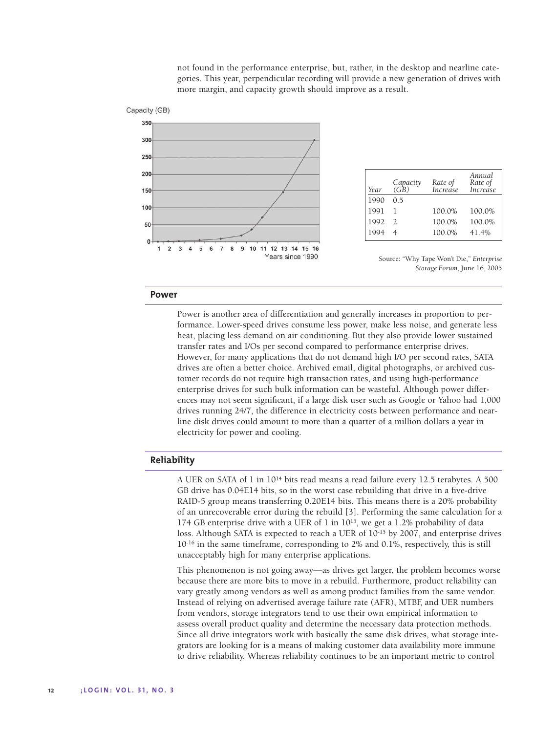not found in the performance enterprise, but, rather, in the desktop and nearline categories. This year, perpendicular recording will provide a new generation of drives with more margin, and capacity growth should improve as a result.

| Year | Capacity (GB) | Rate of Increase | Annual Rate of Increase |
|---|---|---|---|
| 1990 | 0.5 | | |
| 1991 | 1 | 100.0% | 100.0% |
| 1992 | 2 | 100.0% | 100.0% |
| 1994 | 4 | 100.0% | 41.4% |

Source: "Why Tape Won't Die," *Enterprise Storage Forum*, June 16, 2005

## Power

Power is another area of differentiation and generally increases in proportion to performance. Lower-speed drives consume less power, make less noise, and generate less heat, placing less demand on air conditioning. But they also provide lower sustained transfer rates and I/Os per second compared to performance enterprise drives. However, for many applications that do not demand high I/O per second rates, SATA drives are often a better choice. Archived email, digital photographs, or archived customer records do not require high transaction rates, and using high-performance enterprise drives for such bulk information can be wasteful. Although power differences may not seem significant, if a large disk user such as Google or Yahoo had 1,000 drives running 24/7, the difference in electricity costs between performance and nearline disk drives could amount to more than a quarter of a million dollars a year in electricity for power and cooling.

## Reliability

A UER on SATA of 1 in $10^{14}$ bits read means a read failure every 12.5 terabytes. A 500 GB drive has 0.04E14 bits, so in the worst case rebuilding that drive in a five-drive RAID-5 group means transferring 0.20E14 bits. This means there is a 20% probability of an unrecoverable error during the rebuild [3]. Performing the same calculation for a 174 GB enterprise drive with a UER of 1 in $10^{15}$, we get a 1.2% probability of data loss. Although SATA is expected to reach a UER of $10^{-15}$ by 2007, and enterprise drives $10^{-16}$ in the same timeframe, corresponding to 2% and 0.1%, respectively, this is still unacceptably high for many enterprise applications.

This phenomenon is not going away—as drives get larger, the problem becomes worse because there are more bits to move in a rebuild. Furthermore, product reliability can vary greatly among vendors as well as among product families from the same vendor. Instead of relying on advertised average failure rate (AFR), MTBF, and UER numbers from vendors, storage integrators tend to use their own empirical information to assess overall product quality and determine the necessary data protection methods. Since all drive integrators work with basically the same disk drives, what storage integrators are looking for is a means of making customer data availability more immune to drive reliability. Whereas reliability continues to be an important metric to control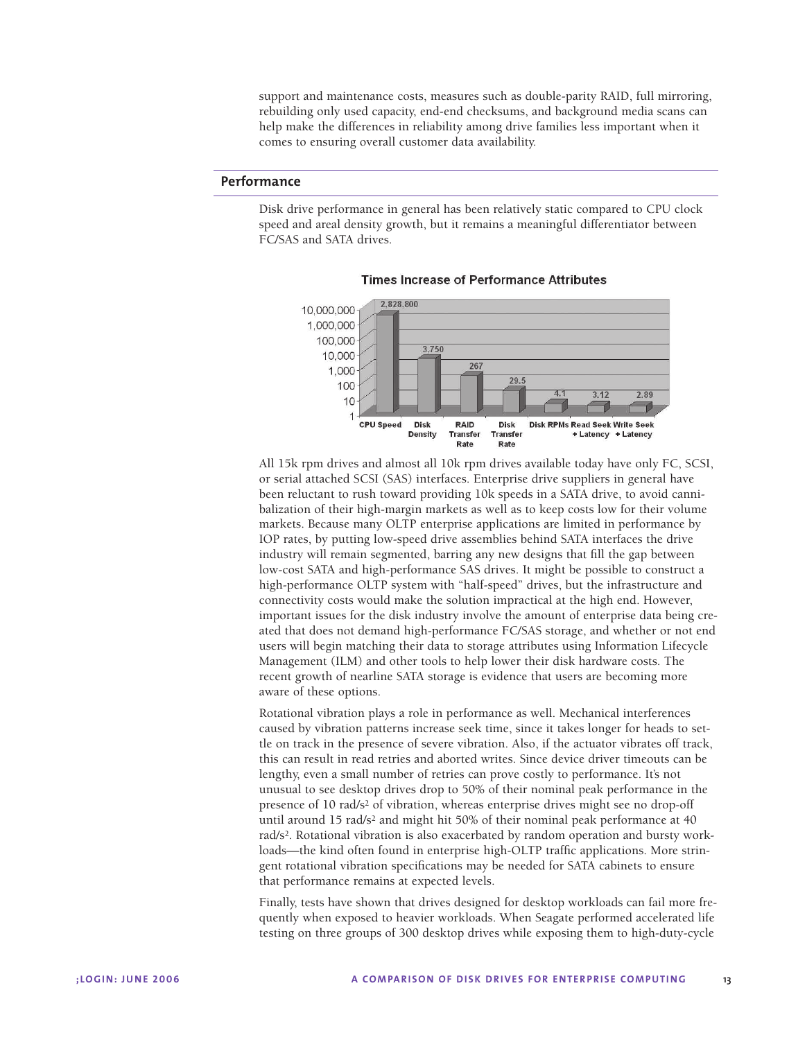support and maintenance costs, measures such as double-parity RAID, full mirroring, rebuilding only used capacity, end-end checksums, and background media scans can help make the differences in reliability among drive families less important when it comes to ensuring overall customer data availability.

## Performance

Disk drive performance in general has been relatively static compared to CPU clock speed and areal density growth, but it remains a meaningful differentiator between FC/SAS and SATA drives.

**Times Increase of Performance Attributes**

| Attribute | Times Increase |
| --- | --- |
| CPU Speed | 2,828,800 |
| Disk Density | 3,750 |
| RAID Transfer Rate | 267 |
| Disk Transfer Rate | 29.5 |
| Disk RPMs | 4.1 |
| Read Seek + Latency | 3.12 |
| Write Seek + Latency | 2.89 |

All 15k rpm drives and almost all 10k rpm drives available today have only FC, SCSI, or serial attached SCSI (SAS) interfaces. Enterprise drive suppliers in general have been reluctant to rush toward providing 10k speeds in a SATA drive, to avoid cannibalization of their high-margin markets as well as to keep costs low for their volume markets. Because many OLTP enterprise applications are limited in performance by IOP rates, by putting low-speed drive assemblies behind SATA interfaces the drive industry will remain segmented, barring any new designs that fill the gap between low-cost SATA and high-performance SAS drives. It might be possible to construct a high-performance OLTP system with "half-speed" drives, but the infrastructure and connectivity costs would make the solution impractical at the high end. However, important issues for the disk industry involve the amount of enterprise data being created that does not demand high-performance FC/SAS storage, and whether or not end users will begin matching their data to storage attributes using Information Lifecycle Management (ILM) and other tools to help lower their disk hardware costs. The recent growth of nearline SATA storage is evidence that users are becoming more aware of these options.

Rotational vibration plays a role in performance as well. Mechanical interferences caused by vibration patterns increase seek time, since it takes longer for heads to settle on track in the presence of severe vibration. Also, if the actuator vibrates off track, this can result in read retries and aborted writes. Since device driver timeouts can be lengthy, even a small number of retries can prove costly to performance. It's not unusual to see desktop drives drop to 50% of their nominal peak performance in the presence of 10 $rad/s^2$ of vibration, whereas enterprise drives might see no drop-off until around 15 $rad/s^2$ and might hit 50% of their nominal peak performance at 40 $rad/s^2$. Rotational vibration is also exacerbated by random operation and bursty workloads—the kind often found in enterprise high-OLTP traffic applications. More stringent rotational vibration specifications may be needed for SATA cabinets to ensure that performance remains at expected levels.

Finally, tests have shown that drives designed for desktop workloads can fail more frequently when exposed to heavier workloads. When Seagate performed accelerated life testing on three groups of 300 desktop drives while exposing them to high-duty-cycle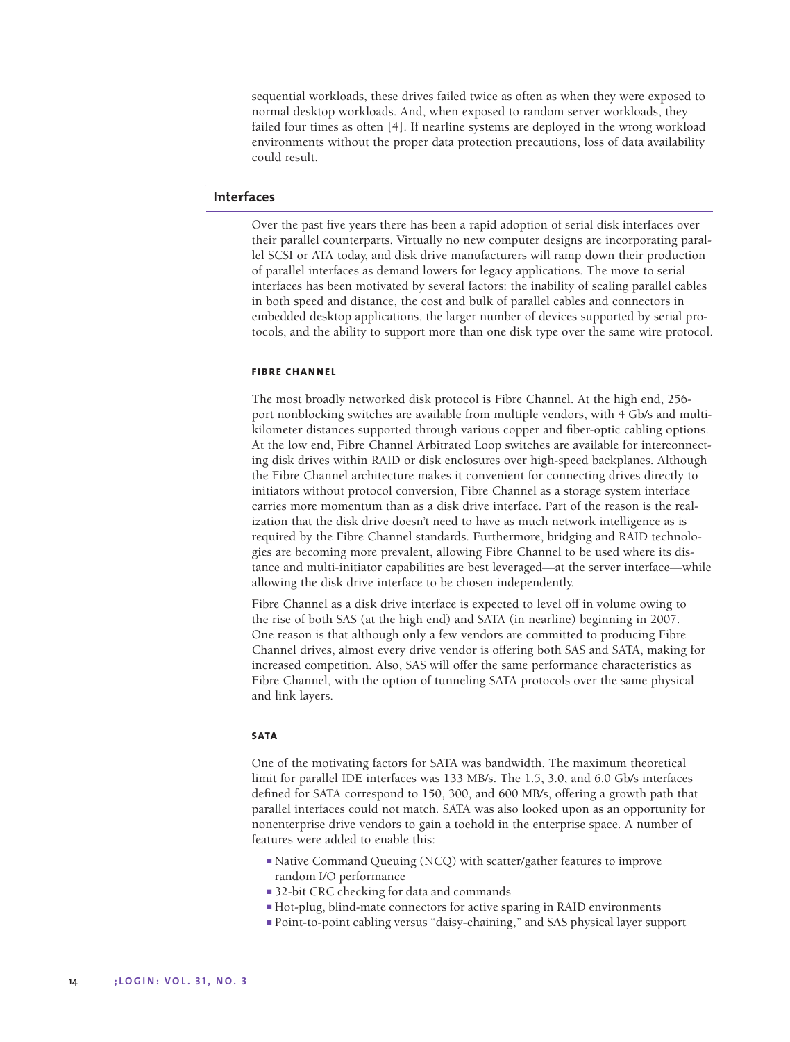sequential workloads, these drives failed twice as often as when they were exposed to normal desktop workloads. And, when exposed to random server workloads, they failed four times as often [4]. If nearline systems are deployed in the wrong workload environments without the proper data protection precautions, loss of data availability could result.

## Interfaces

Over the past five years there has been a rapid adoption of serial disk interfaces over their parallel counterparts. Virtually no new computer designs are incorporating parallel SCSI or ATA today, and disk drive manufacturers will ramp down their production of parallel interfaces as demand lowers for legacy applications. The move to serial interfaces has been motivated by several factors: the inability of scaling parallel cables in both speed and distance, the cost and bulk of parallel cables and connectors in embedded desktop applications, the larger number of devices supported by serial protocols, and the ability to support more than one disk type over the same wire protocol.

### FIBRE CHANNEL

The most broadly networked disk protocol is Fibre Channel. At the high end, 256-port nonblocking switches are available from multiple vendors, with 4 Gb/s and multi-kilometer distances supported through various copper and fiber-optic cabling options. At the low end, Fibre Channel Arbitrated Loop switches are available for interconnecting disk drives within RAID or disk enclosures over high-speed backplanes. Although the Fibre Channel architecture makes it convenient for connecting drives directly to initiators without protocol conversion, Fibre Channel as a storage system interface carries more momentum than as a disk drive interface. Part of the reason is the realization that the disk drive doesn't need to have as much network intelligence as is required by the Fibre Channel standards. Furthermore, bridging and RAID technologies are becoming more prevalent, allowing Fibre Channel to be used where its distance and multi-initiator capabilities are best leveraged—at the server interface—while allowing the disk drive interface to be chosen independently.

Fibre Channel as a disk drive interface is expected to level off in volume owing to the rise of both SAS (at the high end) and SATA (in nearline) beginning in 2007. One reason is that although only a few vendors are committed to producing Fibre Channel drives, almost every drive vendor is offering both SAS and SATA, making for increased competition. Also, SAS will offer the same performance characteristics as Fibre Channel, with the option of tunneling SATA protocols over the same physical and link layers.

### SATA

One of the motivating factors for SATA was bandwidth. The maximum theoretical limit for parallel IDE interfaces was 133 MB/s. The 1.5, 3.0, and 6.0 Gb/s interfaces defined for SATA correspond to 150, 300, and 600 MB/s, offering a growth path that parallel interfaces could not match. SATA was also looked upon as an opportunity for nonenterprise drive vendors to gain a toehold in the enterprise space. A number of features were added to enable this:

- Native Command Queuing (NCQ) with scatter/gather features to improve random I/O performance
- 32-bit CRC checking for data and commands
- Hot-plug, blind-mate connectors for active sparing in RAID environments
- Point-to-point cabling versus "daisy-chaining," and SAS physical layer support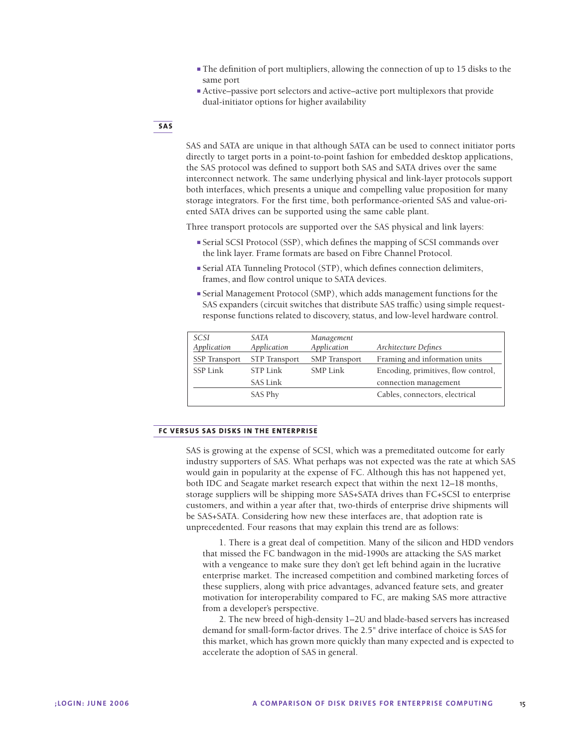- The definition of port multipliers, allowing the connection of up to 15 disks to the same port
- Active–passive port selectors and active–active port multiplexors that provide dual-initiator options for higher availability

## SAS

SAS and SATA are unique in that although SATA can be used to connect initiator ports directly to target ports in a point-to-point fashion for embedded desktop applications, the SAS protocol was defined to support both SAS and SATA drives over the same interconnect network. The same underlying physical and link-layer protocols support both interfaces, which presents a unique and compelling value proposition for many storage integrators. For the first time, both performance-oriented SAS and value-oriented SATA drives can be supported using the same cable plant.

Three transport protocols are supported over the SAS physical and link layers:

- Serial SCSI Protocol (SSP), which defines the mapping of SCSI commands over the link layer. Frame formats are based on Fibre Channel Protocol.
- Serial ATA Tunneling Protocol (STP), which defines connection delimiters, frames, and flow control unique to SATA devices.
- Serial Management Protocol (SMP), which adds management functions for the SAS expanders (circuit switches that distribute SAS traffic) using simple request-response functions related to discovery, status, and low-level hardware control.

| *SCSI Application* | *SATA Application* | *Management Application* | *Architecture Defines* |
|---|---|---|---|
| SSP Transport | STP Transport | SMP Transport | Framing and information units |
| SSP Link | STP Link | SMP Link | Encoding, primitives, flow control, |
| | SAS Link | | connection management |
| | SAS Phy | | Cables, connectors, electrical |

## FC VERSUS SAS DISKS IN THE ENTERPRISE

SAS is growing at the expense of SCSI, which was a premeditated outcome for early industry supporters of SAS. What perhaps was not expected was the rate at which SAS would gain in popularity at the expense of FC. Although this has not happened yet, both IDC and Seagate market research expect that within the next 12–18 months, storage suppliers will be shipping more SAS+SATA drives than FC+SCSI to enterprise customers, and within a year after that, two-thirds of enterprise drive shipments will be SAS+SATA. Considering how new these interfaces are, that adoption rate is unprecedented. Four reasons that may explain this trend are as follows:

1. There is a great deal of competition. Many of the silicon and HDD vendors that missed the FC bandwagon in the mid-1990s are attacking the SAS market with a vengeance to make sure they don't get left behind again in the lucrative enterprise market. The increased competition and combined marketing forces of these suppliers, along with price advantages, advanced feature sets, and greater motivation for interoperability compared to FC, are making SAS more attractive from a developer's perspective.

2. The new breed of high-density 1–2U and blade-based servers has increased demand for small-form-factor drives. The 2.5" drive interface of choice is SAS for this market, which has grown more quickly than many expected and is expected to accelerate the adoption of SAS in general.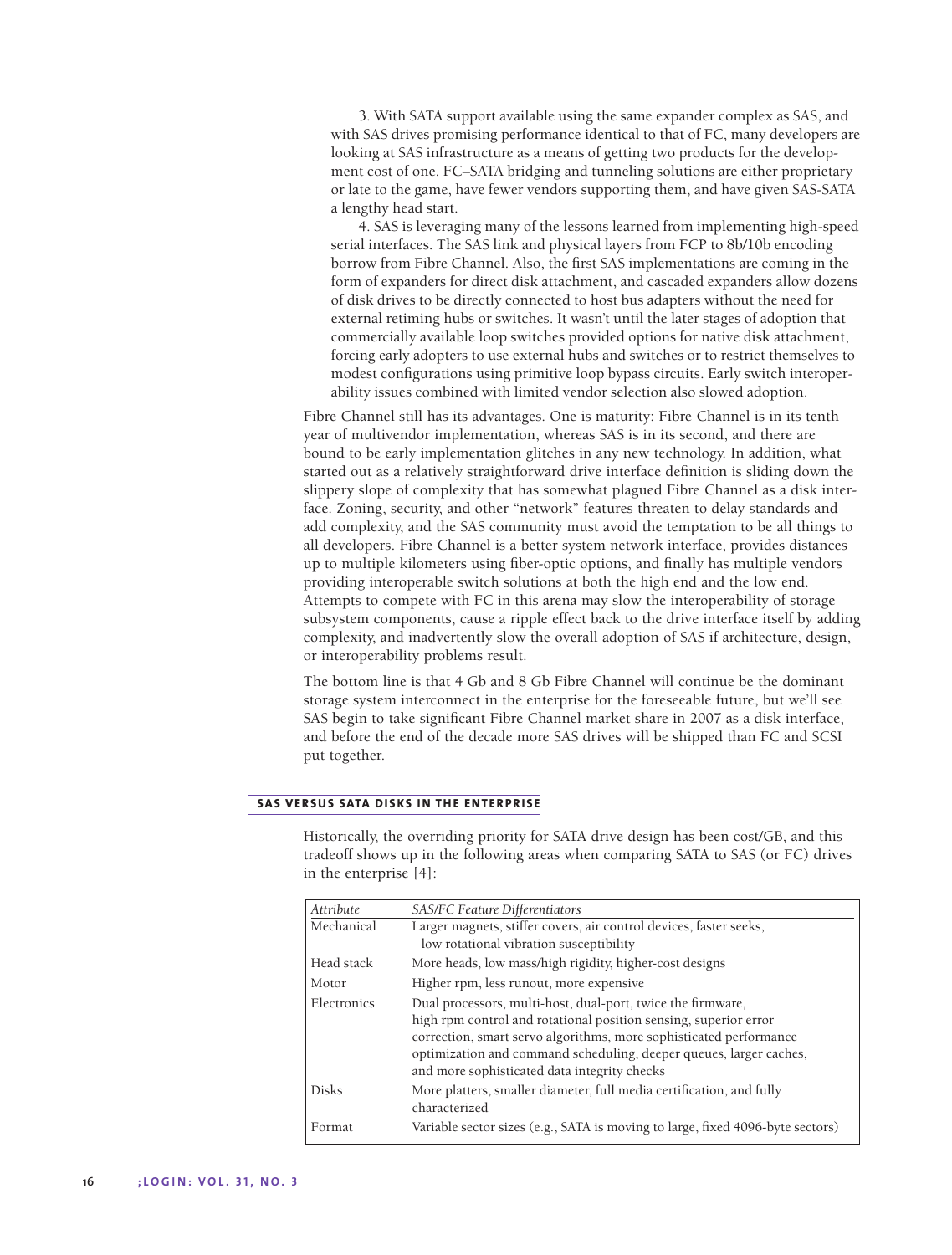3. With SATA support available using the same expander complex as SAS, and with SAS drives promising performance identical to that of FC, many developers are looking at SAS infrastructure as a means of getting two products for the development cost of one. FC–SATA bridging and tunneling solutions are either proprietary or late to the game, have fewer vendors supporting them, and have given SAS-SATA a lengthy head start.

4. SAS is leveraging many of the lessons learned from implementing high-speed serial interfaces. The SAS link and physical layers from FCP to 8b/10b encoding borrow from Fibre Channel. Also, the first SAS implementations are coming in the form of expanders for direct disk attachment, and cascaded expanders allow dozens of disk drives to be directly connected to host bus adapters without the need for external retiming hubs or switches. It wasn't until the later stages of adoption that commercially available loop switches provided options for native disk attachment, forcing early adopters to use external hubs and switches or to restrict themselves to modest configurations using primitive loop bypass circuits. Early switch interoperability issues combined with limited vendor selection also slowed adoption.

Fibre Channel still has its advantages. One is maturity: Fibre Channel is in its tenth year of multivendor implementation, whereas SAS is in its second, and there are bound to be early implementation glitches in any new technology. In addition, what started out as a relatively straightforward drive interface definition is sliding down the slippery slope of complexity that has somewhat plagued Fibre Channel as a disk interface. Zoning, security, and other "network" features threaten to delay standards and add complexity, and the SAS community must avoid the temptation to be all things to all developers. Fibre Channel is a better system network interface, provides distances up to multiple kilometers using fiber-optic options, and finally has multiple vendors providing interoperable switch solutions at both the high end and the low end. Attempts to compete with FC in this arena may slow the interoperability of storage subsystem components, cause a ripple effect back to the drive interface itself by adding complexity, and inadvertently slow the overall adoption of SAS if architecture, design, or interoperability problems result.

The bottom line is that 4 Gb and 8 Gb Fibre Channel will continue be the dominant storage system interconnect in the enterprise for the foreseeable future, but we'll see SAS begin to take significant Fibre Channel market share in 2007 as a disk interface, and before the end of the decade more SAS drives will be shipped than FC and SCSI put together.

## SAS VERSUS SATA DISKS IN THE ENTERPRISE

Historically, the overriding priority for SATA drive design has been cost/GB, and this tradeoff shows up in the following areas when comparing SATA to SAS (or FC) drives in the enterprise [4]:

| *Attribute* | *SAS/FC Feature Differentiators* |
|---|---|
| Mechanical | Larger magnets, stiffer covers, air control devices, faster seeks, low rotational vibration susceptibility |
| Head stack | More heads, low mass/high rigidity, higher-cost designs |
| Motor | Higher rpm, less runout, more expensive |
| Electronics | Dual processors, multi-host, dual-port, twice the firmware, high rpm control and rotational position sensing, superior error correction, smart servo algorithms, more sophisticated performance optimization and command scheduling, deeper queues, larger caches, and more sophisticated data integrity checks |
| Disks | More platters, smaller diameter, full media certification, and fully characterized |
| Format | Variable sector sizes (e.g., SATA is moving to large, fixed 4096-byte sectors) |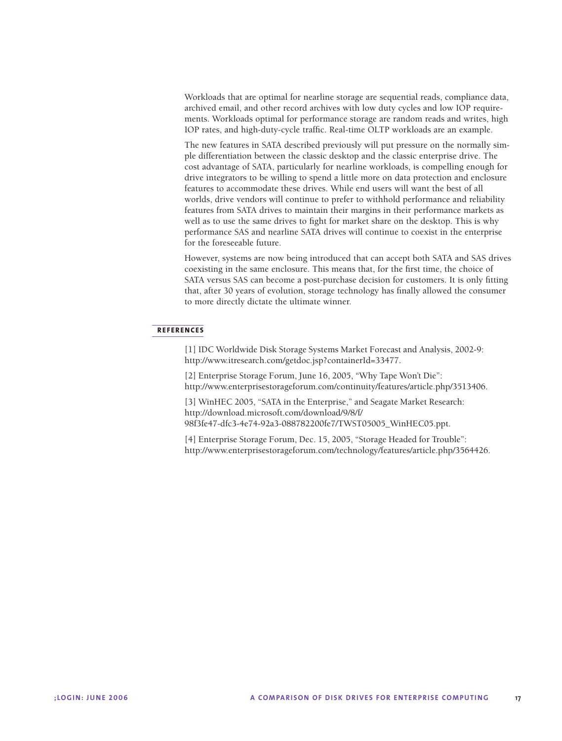Workloads that are optimal for nearline storage are sequential reads, compliance data, archived email, and other record archives with low duty cycles and low IOP requirements. Workloads optimal for performance storage are random reads and writes, high IOP rates, and high-duty-cycle traffic. Real-time OLTP workloads are an example.

The new features in SATA described previously will put pressure on the normally simple differentiation between the classic desktop and the classic enterprise drive. The cost advantage of SATA, particularly for nearline workloads, is compelling enough for drive integrators to be willing to spend a little more on data protection and enclosure features to accommodate these drives. While end users will want the best of all worlds, drive vendors will continue to prefer to withhold performance and reliability features from SATA drives to maintain their margins in their performance markets as well as to use the same drives to fight for market share on the desktop. This is why performance SAS and nearline SATA drives will continue to coexist in the enterprise for the foreseeable future.

However, systems are now being introduced that can accept both SATA and SAS drives coexisting in the same enclosure. This means that, for the first time, the choice of SATA versus SAS can become a post-purchase decision for customers. It is only fitting that, after 30 years of evolution, storage technology has finally allowed the consumer to more directly dictate the ultimate winner.

## REFERENCES

[1] IDC Worldwide Disk Storage Systems Market Forecast and Analysis, 2002-9: http://www.itresearch.com/getdoc.jsp?containerId=33477.

[2] Enterprise Storage Forum, June 16, 2005, "Why Tape Won't Die": http://www.enterprisestorageforum.com/continuity/features/article.php/3513406.

[3] WinHEC 2005, "SATA in the Enterprise," and Seagate Market Research: http://download.microsoft.com/download/9/8/f/98f3fe47-dfc3-4e74-92a3-088782200fe7/TWST05005_WinHEC05.ppt.

[4] Enterprise Storage Forum, Dec. 15, 2005, "Storage Headed for Trouble": http://www.enterprisestorageforum.com/technology/features/article.php/3564426.